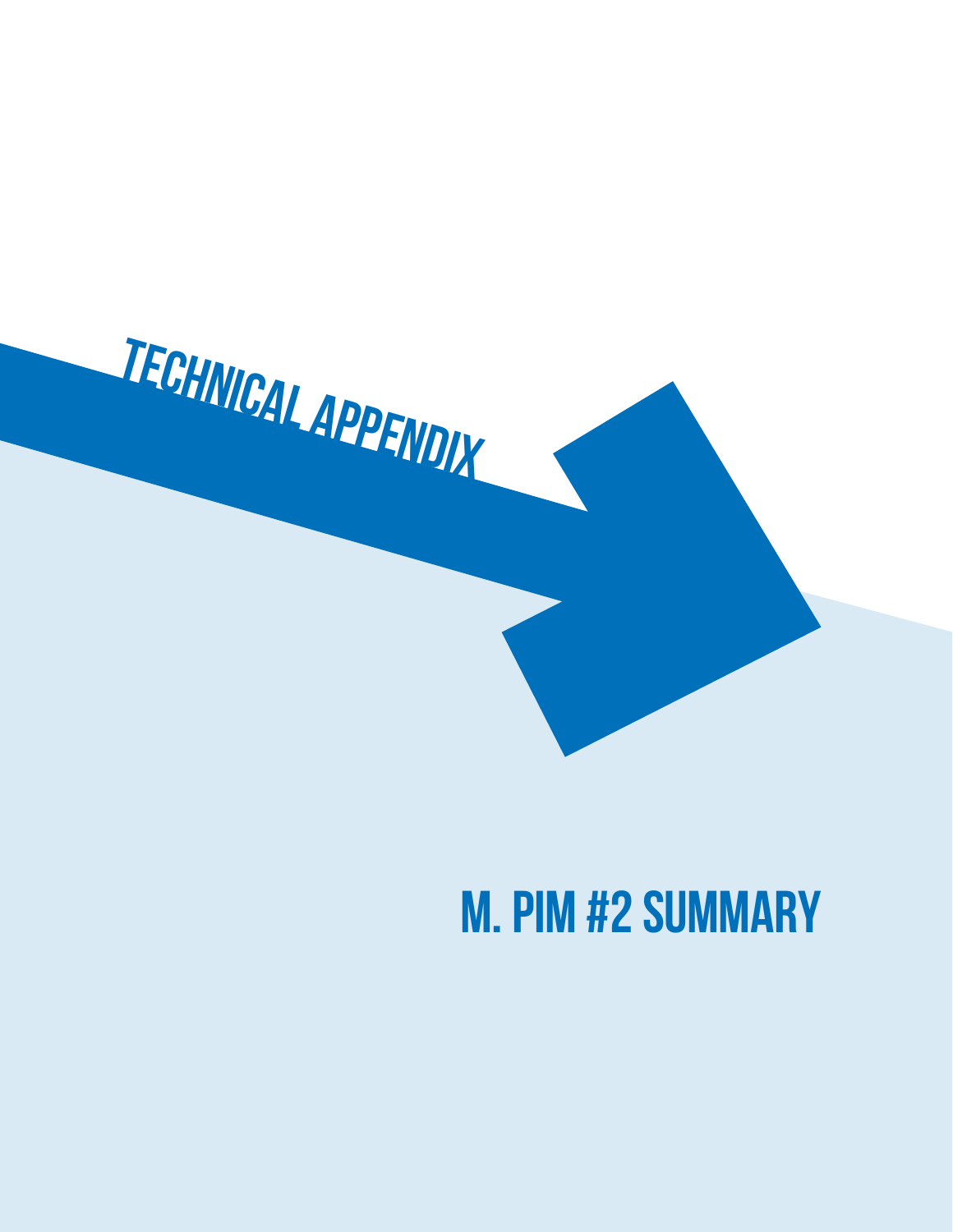# TECHNICAL APPENDIX

## M. PIM #2 SUMMARY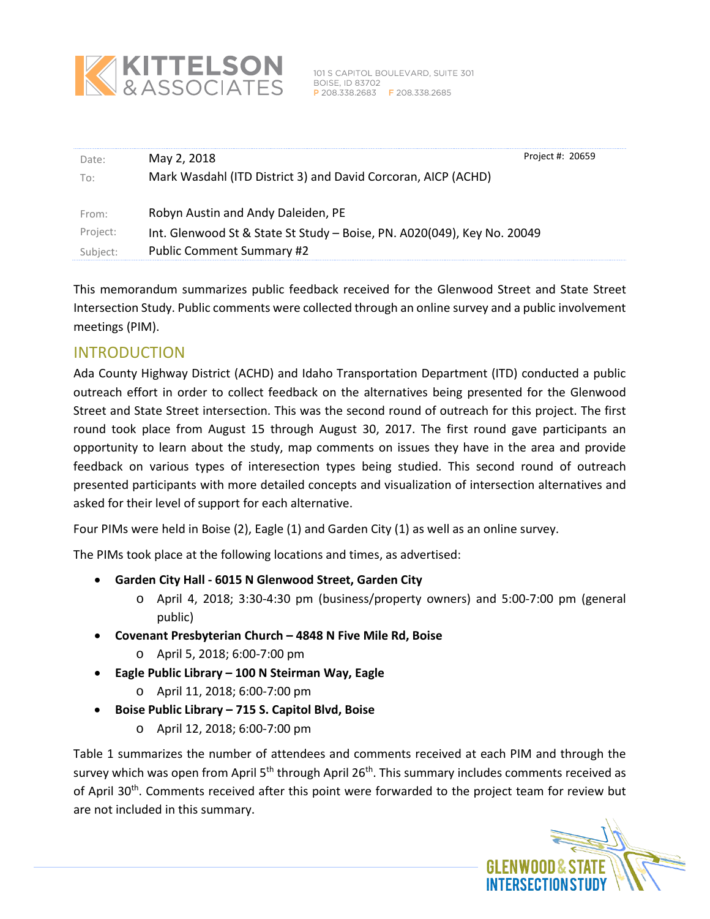| Date: | May 2, 2018 | Project #: 20659 |
|---|---|---|
| To: | Mark Wasdahl (ITD District 3) and David Corcoran, AICP (ACHD) | |
| From: | Robyn Austin and Andy Daleiden, PE | |
| Project: | Int. Glenwood St & State St Study – Boise, PN. A020(049), Key No. 20049 | |
| Subject: | Public Comment Summary #2 | |

This memorandum summarizes public feedback received for the Glenwood Street and State Street Intersection Study. Public comments were collected through an online survey and a public involvement meetings (PIM).

## INTRODUCTION

Ada County Highway District (ACHD) and Idaho Transportation Department (ITD) conducted a public outreach effort in order to collect feedback on the alternatives being presented for the Glenwood Street and State Street intersection. This was the second round of outreach for this project. The first round took place from August 15 through August 30, 2017. The first round gave participants an opportunity to learn about the study, map comments on issues they have in the area and provide feedback on various types of interesection types being studied. This second round of outreach presented participants with more detailed concepts and visualization of intersection alternatives and asked for their level of support for each alternative.

Four PIMs were held in Boise (2), Eagle (1) and Garden City (1) as well as an online survey.

The PIMs took place at the following locations and times, as advertised:

- **Garden City Hall - 6015 N Glenwood Street, Garden City**
  - April 4, 2018; 3:30-4:30 pm (business/property owners) and 5:00-7:00 pm (general public)
- **Covenant Presbyterian Church – 4848 N Five Mile Rd, Boise**
  - April 5, 2018; 6:00-7:00 pm
- **Eagle Public Library – 100 N Steirman Way, Eagle**
  - April 11, 2018; 6:00-7:00 pm
- **Boise Public Library – 715 S. Capitol Blvd, Boise**
  - April 12, 2018; 6:00-7:00 pm

Table 1 summarizes the number of attendees and comments received at each PIM and through the survey which was open from April 5th through April 26th. This summary includes comments received as of April 30th. Comments received after this point were forwarded to the project team for review but are not included in this summary.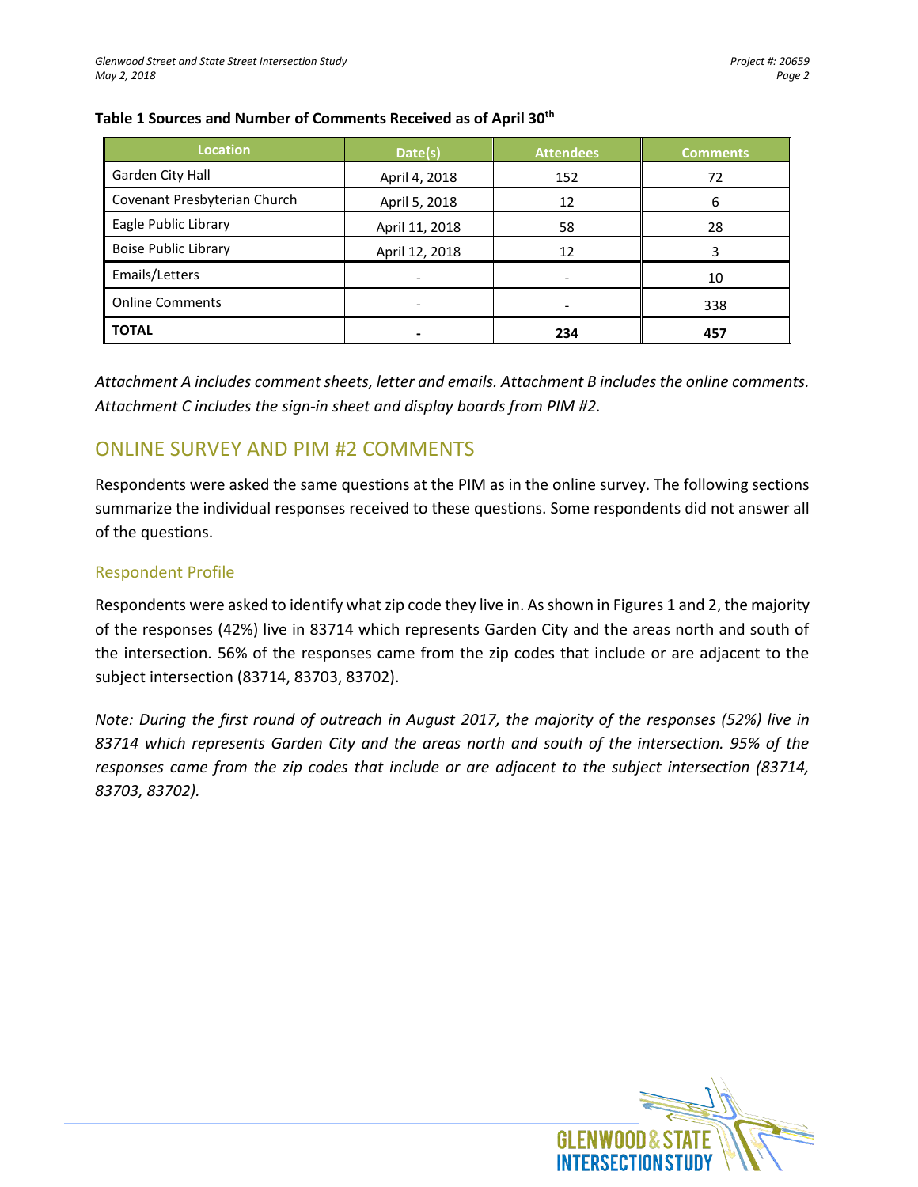**Table 1 Sources and Number of Comments Received as of April 30th**

| Location | Date(s) | Attendees | Comments |
|---|---|---|---|
| Garden City Hall | April 4, 2018 | 152 | 72 |
| Covenant Presbyterian Church | April 5, 2018 | 12 | 6 |
| Eagle Public Library | April 11, 2018 | 58 | 28 |
| Boise Public Library | April 12, 2018 | 12 | 3 |
| Emails/Letters | - | - | 10 |
| Online Comments | - | - | 338 |
| **TOTAL** | **-** | **234** | **457** |

*Attachment A includes comment sheets, letter and emails. Attachment B includes the online comments. Attachment C includes the sign-in sheet and display boards from PIM #2.*

## ONLINE SURVEY AND PIM #2 COMMENTS

Respondents were asked the same questions at the PIM as in the online survey. The following sections summarize the individual responses received to these questions. Some respondents did not answer all of the questions.

### Respondent Profile

Respondents were asked to identify what zip code they live in. As shown in Figures 1 and 2, the majority of the responses (42%) live in 83714 which represents Garden City and the areas north and south of the intersection. 56% of the responses came from the zip codes that include or are adjacent to the subject intersection (83714, 83703, 83702).

*Note: During the first round of outreach in August 2017, the majority of the responses (52%) live in 83714 which represents Garden City and the areas north and south of the intersection. 95% of the responses came from the zip codes that include or are adjacent to the subject intersection (83714, 83703, 83702).*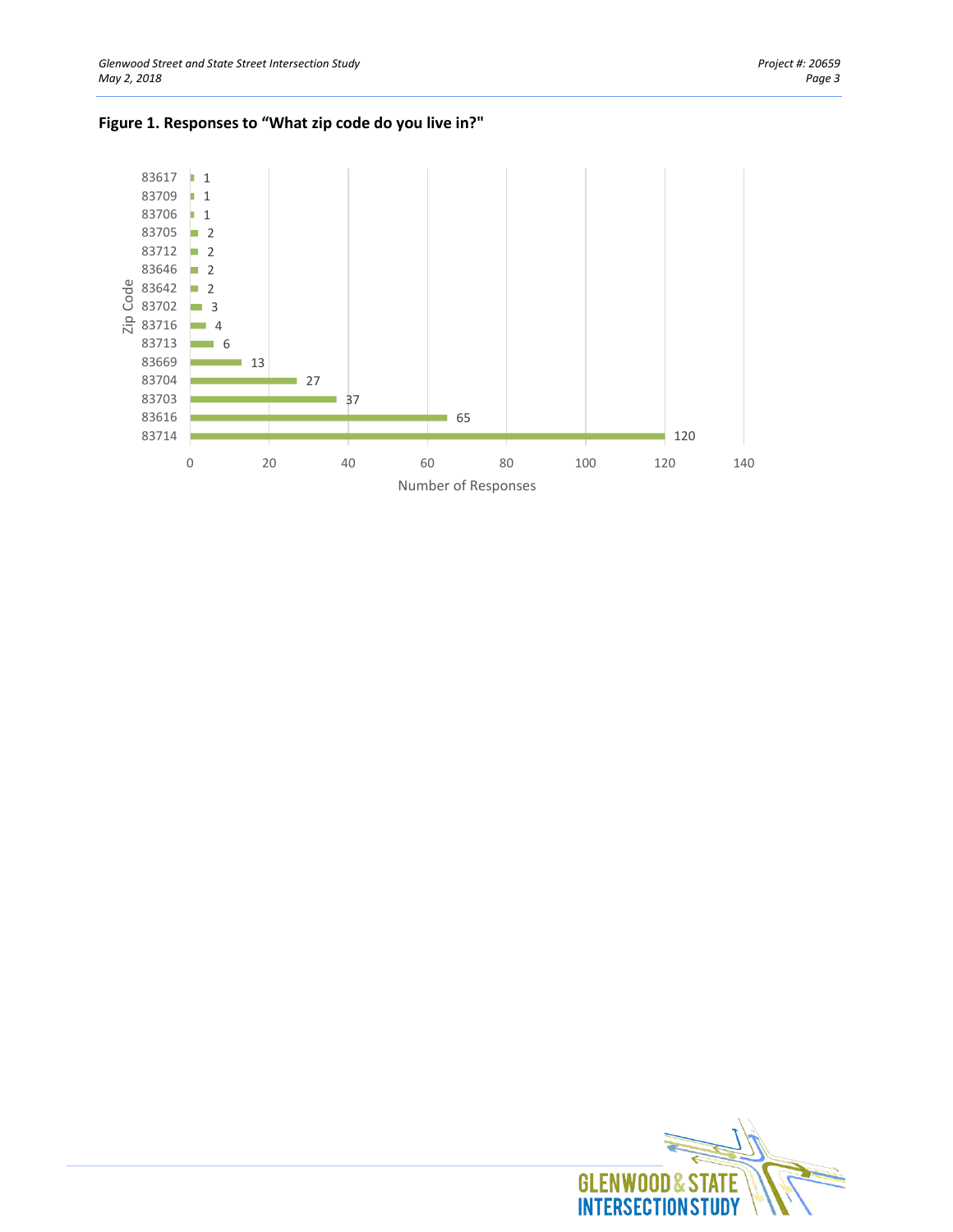**Figure 1. Responses to “What zip code do you live in?"**

| Zip Code | Number of Responses |
|---|---|
| 83617 | 1 |
| 83709 | 1 |
| 83706 | 1 |
| 83705 | 2 |
| 83712 | 2 |
| 83646 | 2 |
| 83642 | 2 |
| 83702 | 3 |
| 83716 | 4 |
| 83713 | 6 |
| 83669 | 13 |
| 83704 | 27 |
| 83703 | 37 |
| 83616 | 65 |
| 83714 | 120 |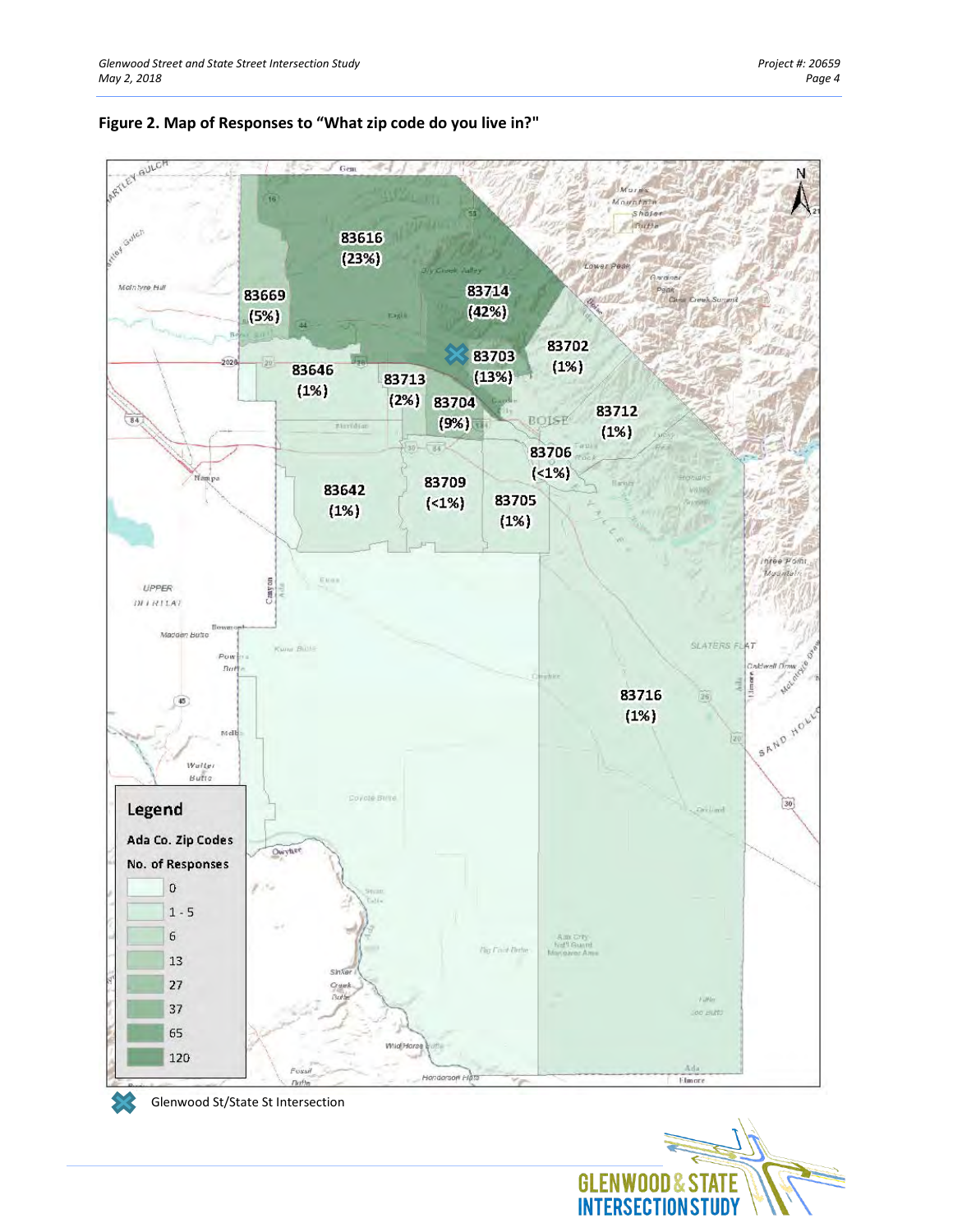**Figure 2. Map of Responses to "What zip code do you live in?"**

83616 (23%)

83669 (5%)

83714 (42%)

83703 (13%)

83702 (1%)

83646 (1%)

83713 (2%)

83704 (9%)

83712 (1%)

83706 (<1%)

83642 (1%)

83709 (<1%)

83705 (1%)

83716 (1%)

**Legend**

Ada Co. Zip Codes

No. of Responses

- 0
- 1 - 5
- 6
- 13
- 27
- 37
- 65
- 120

Glenwood St/State St Intersection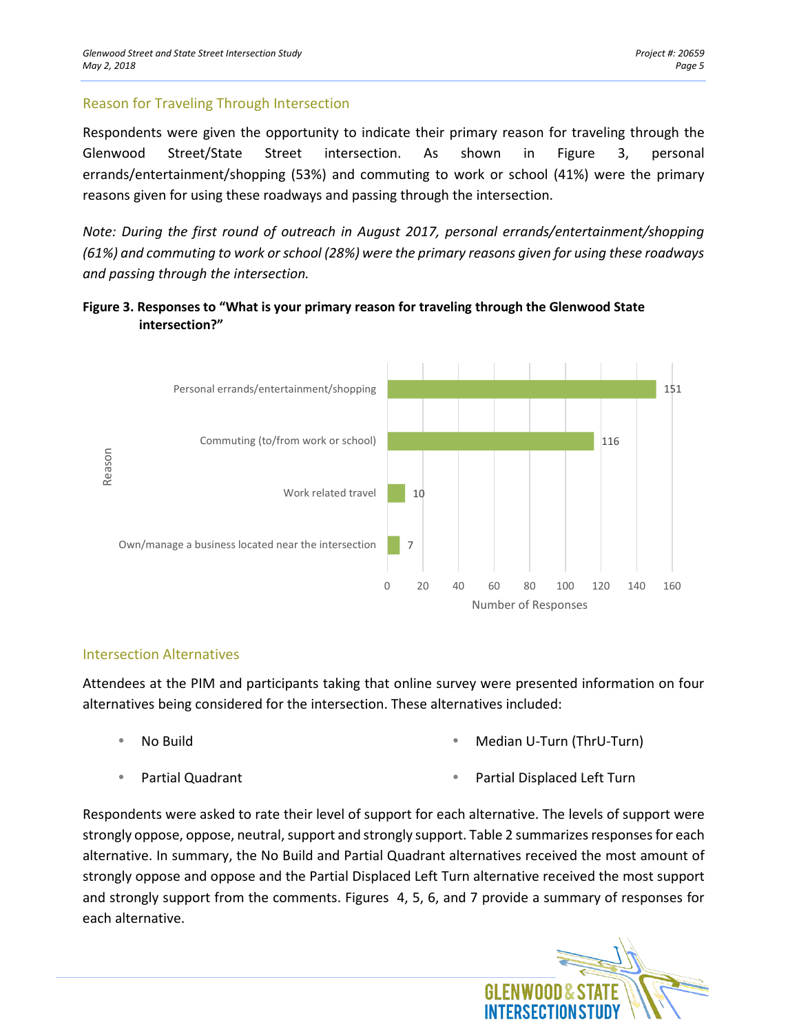## Reason for Traveling Through Intersection

Respondents were given the opportunity to indicate their primary reason for traveling through the Glenwood Street/State Street intersection. As shown in Figure 3, personal errands/entertainment/shopping (53%) and commuting to work or school (41%) were the primary reasons given for using these roadways and passing through the intersection.

*Note: During the first round of outreach in August 2017, personal errands/entertainment/shopping (61%) and commuting to work or school (28%) were the primary reasons given for using these roadways and passing through the intersection.*

**Figure 3. Responses to "What is your primary reason for traveling through the Glenwood State intersection?"**

| Reason | Number of Responses |
|---|---|
| Personal errands/entertainment/shopping | 151 |
| Commuting (to/from work or school) | 116 |
| Work related travel | 10 |
| Own/manage a business located near the intersection | 7 |

## Intersection Alternatives

Attendees at the PIM and participants taking that online survey were presented information on four alternatives being considered for the intersection. These alternatives included:

- No Build
- Partial Quadrant
- Median U-Turn (ThrU-Turn)
- Partial Displaced Left Turn

Respondents were asked to rate their level of support for each alternative. The levels of support were strongly oppose, oppose, neutral, support and strongly support. Table 2 summarizes responses for each alternative. In summary, the No Build and Partial Quadrant alternatives received the most amount of strongly oppose and oppose and the Partial Displaced Left Turn alternative received the most support and strongly support from the comments. Figures 4, 5, 6, and 7 provide a summary of responses for each alternative.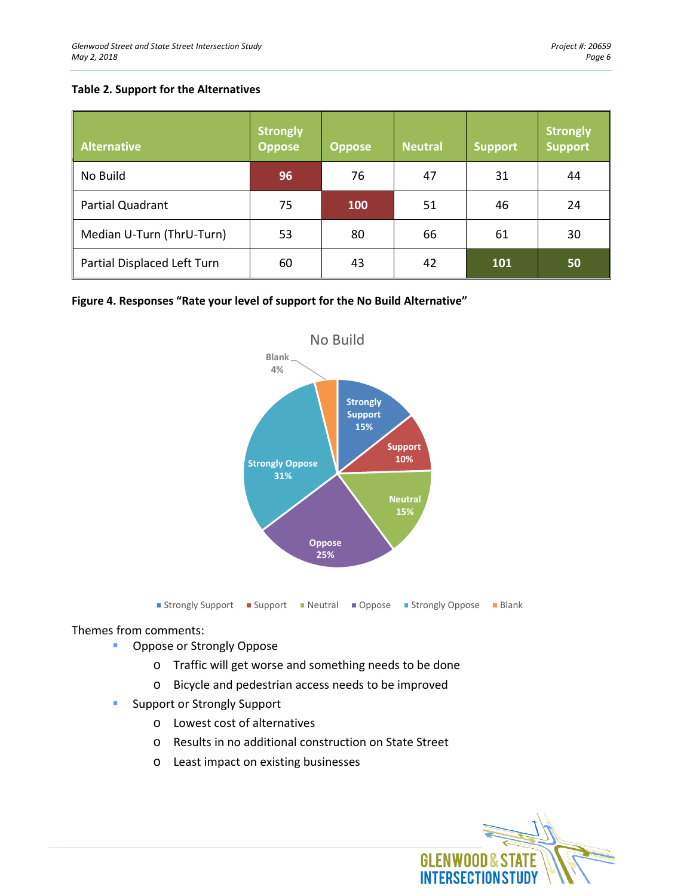**Table 2. Support for the Alternatives**

| Alternative | Strongly Oppose | Oppose | Neutral | Support | Strongly Support |
|---|---|---|---|---|---|
| No Build | 96 | 76 | 47 | 31 | 44 |
| Partial Quadrant | 75 | 100 | 51 | 46 | 24 |
| Median U-Turn (ThrU-Turn) | 53 | 80 | 66 | 61 | 30 |
| Partial Displaced Left Turn | 60 | 43 | 42 | 101 | 50 |

**Figure 4. Responses "Rate your level of support for the No Build Alternative"**

Themes from comments:

- Oppose or Strongly Oppose
  - Traffic will get worse and something needs to be done
  - Bicycle and pedestrian access needs to be improved
- Support or Strongly Support
  - Lowest cost of alternatives
  - Results in no additional construction on State Street
  - Least impact on existing businesses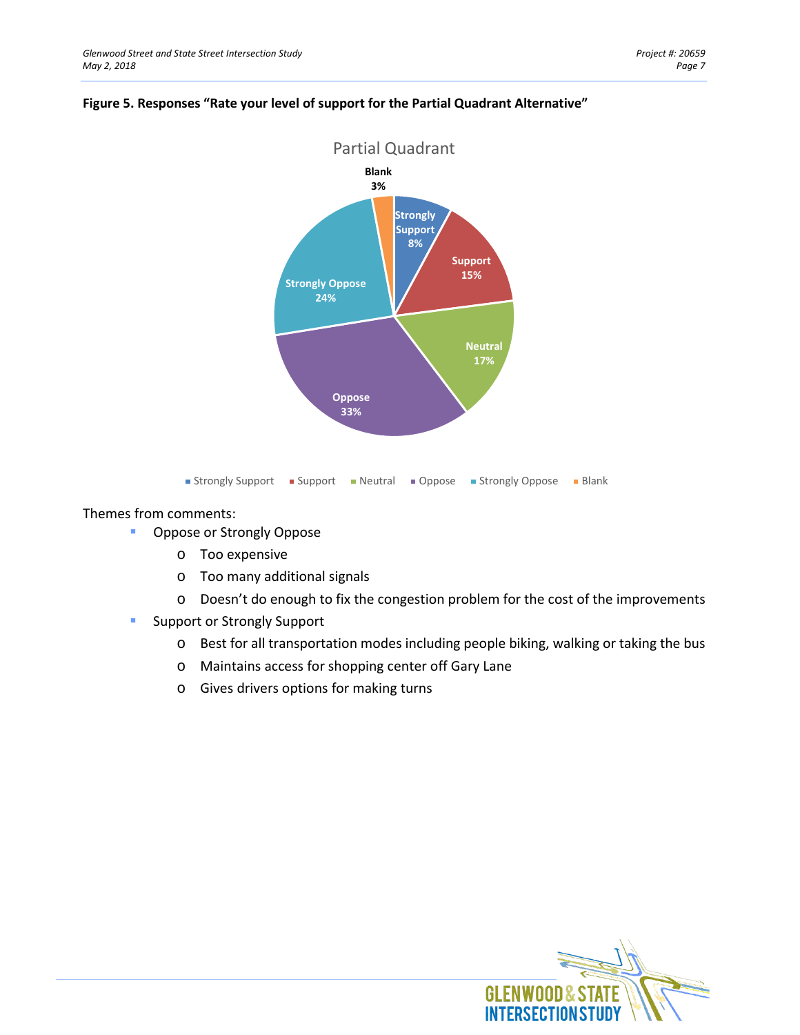**Figure 5. Responses "Rate your level of support for the Partial Quadrant Alternative"**

Partial Quadrant

| Response | Percent |
| --- | --- |
| Strongly Support | 8% |
| Support | 15% |
| Neutral | 17% |
| Oppose | 33% |
| Strongly Oppose | 24% |
| Blank | 3% |

Themes from comments:

- Oppose or Strongly Oppose
  - Too expensive
  - Too many additional signals
  - Doesn't do enough to fix the congestion problem for the cost of the improvements
- Support or Strongly Support
  - Best for all transportation modes including people biking, walking or taking the bus
  - Maintains access for shopping center off Gary Lane
  - Gives drivers options for making turns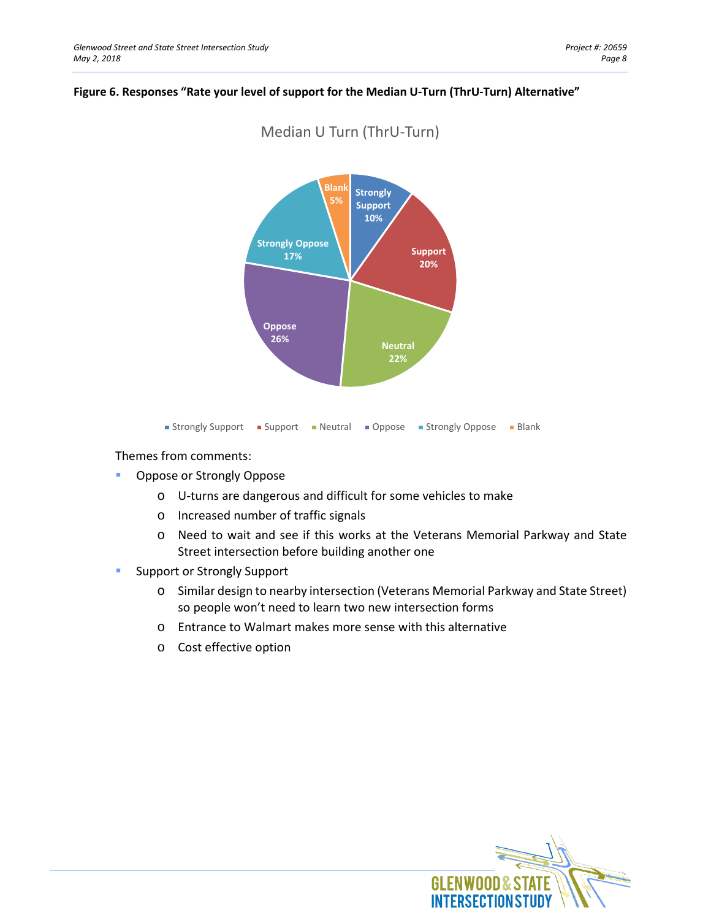**Figure 6. Responses “Rate your level of support for the Median U-Turn (ThrU-Turn) Alternative”**

Median U Turn (ThrU-Turn)

| Response | Percent |
| --- | --- |
| Strongly Support | 10% |
| Support | 20% |
| Neutral | 22% |
| Oppose | 26% |
| Strongly Oppose | 17% |
| Blank | 5% |

Themes from comments:

- Oppose or Strongly Oppose
  - U-turns are dangerous and difficult for some vehicles to make
  - Increased number of traffic signals
  - Need to wait and see if this works at the Veterans Memorial Parkway and State Street intersection before building another one
- Support or Strongly Support
  - Similar design to nearby intersection (Veterans Memorial Parkway and State Street) so people won’t need to learn two new intersection forms
  - Entrance to Walmart makes more sense with this alternative
  - Cost effective option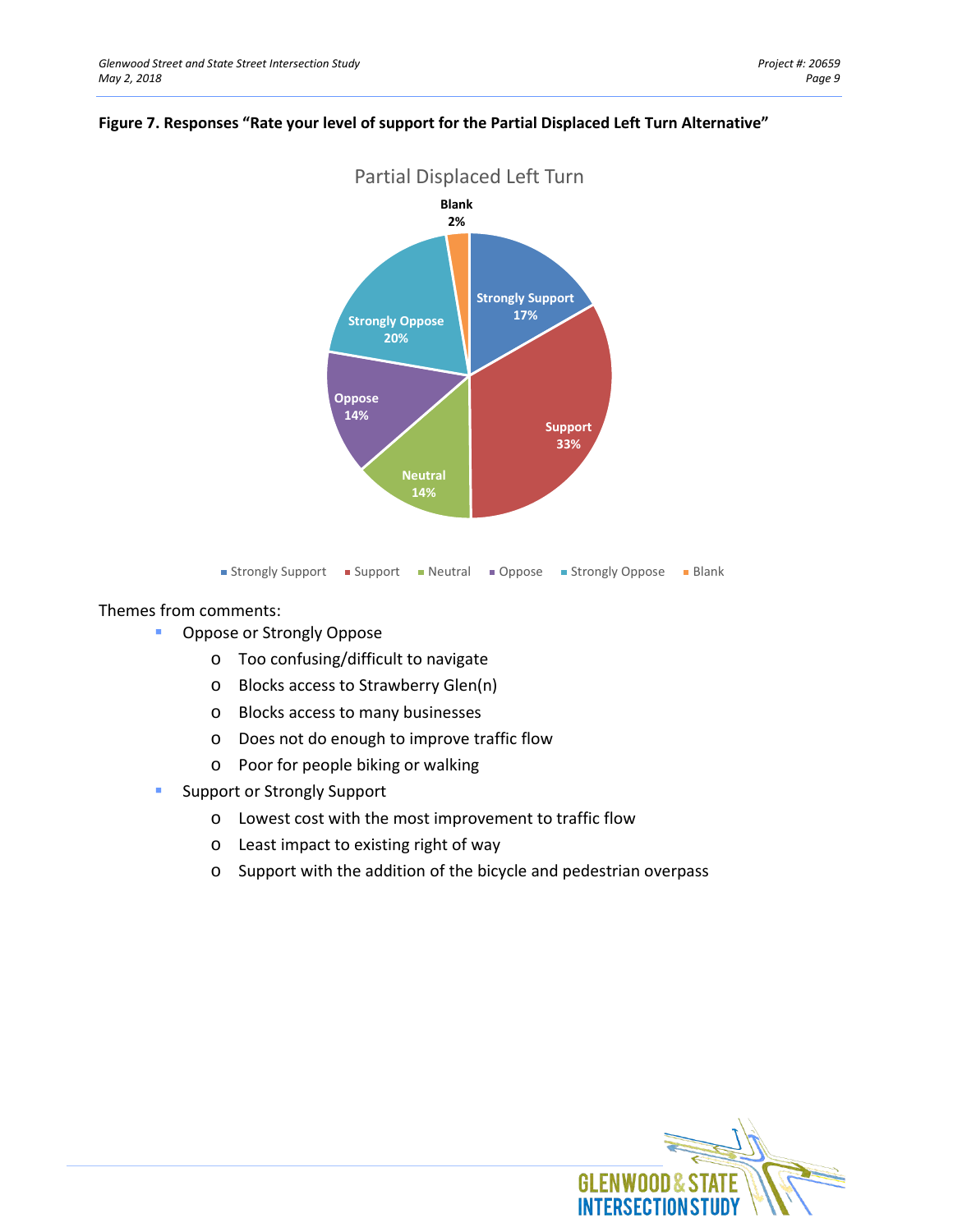**Figure 7. Responses "Rate your level of support for the Partial Displaced Left Turn Alternative"**

Partial Displaced Left Turn

| Response | Percent |
|---|---|
| Strongly Support | 17% |
| Support | 33% |
| Neutral | 14% |
| Oppose | 14% |
| Strongly Oppose | 20% |
| Blank | 2% |

Themes from comments:

- Oppose or Strongly Oppose
  - Too confusing/difficult to navigate
  - Blocks access to Strawberry Glen(n)
  - Blocks access to many businesses
  - Does not do enough to improve traffic flow
  - Poor for people biking or walking
- Support or Strongly Support
  - Lowest cost with the most improvement to traffic flow
  - Least impact to existing right of way
  - Support with the addition of the bicycle and pedestrian overpass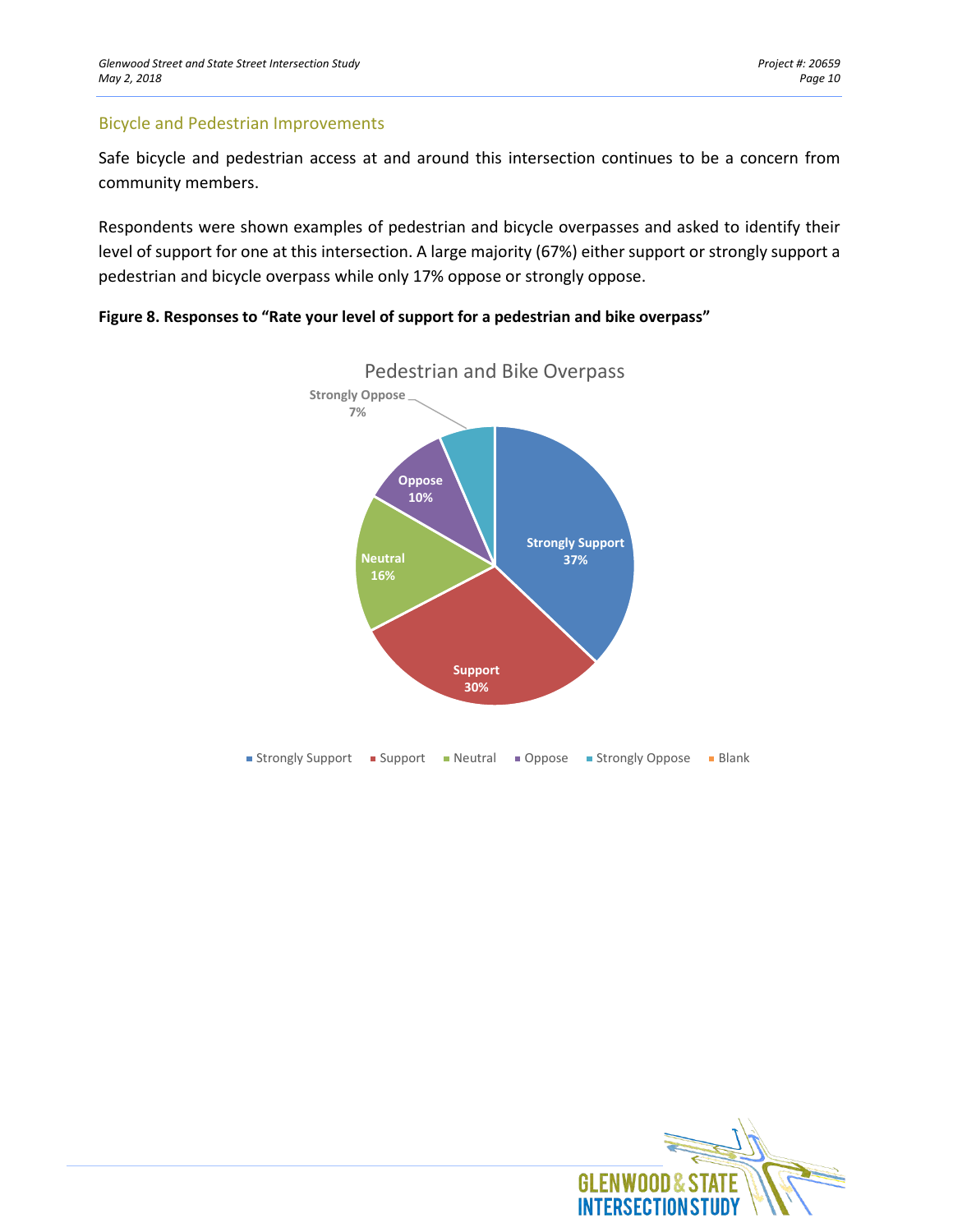## Bicycle and Pedestrian Improvements

Safe bicycle and pedestrian access at and around this intersection continues to be a concern from community members.

Respondents were shown examples of pedestrian and bicycle overpasses and asked to identify their level of support for one at this intersection. A large majority (67%) either support or strongly support a pedestrian and bicycle overpass while only 17% oppose or strongly oppose.

**Figure 8. Responses to "Rate your level of support for a pedestrian and bike overpass"**

Pedestrian and Bike Overpass

| Response | Percent |
|---|---|
| Strongly Support | 37% |
| Support | 30% |
| Neutral | 16% |
| Oppose | 10% |
| Strongly Oppose | 7% |
| Blank | |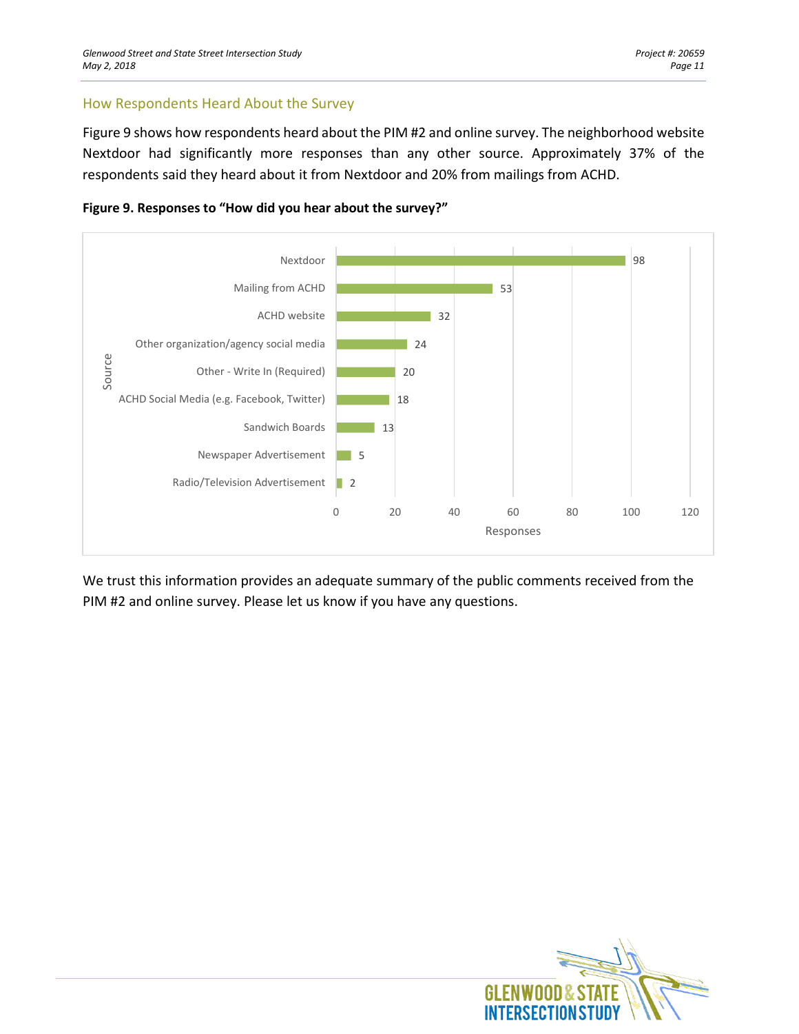## How Respondents Heard About the Survey

Figure 9 shows how respondents heard about the PIM #2 and online survey. The neighborhood website Nextdoor had significantly more responses than any other source. Approximately 37% of the respondents said they heard about it from Nextdoor and 20% from mailings from ACHD.

**Figure 9. Responses to "How did you hear about the survey?"**

Source

Nextdoor 98
Mailing from ACHD 53
ACHD website 32
Other organization/agency social media 24
Other - Write In (Required) 20
ACHD Social Media (e.g. Facebook, Twitter) 18
Sandwich Boards 13
Newspaper Advertisement 5
Radio/Television Advertisement 2

0 20 40 60 80 100 120

Responses

We trust this information provides an adequate summary of the public comments received from the PIM #2 and online survey. Please let us know if you have any questions.